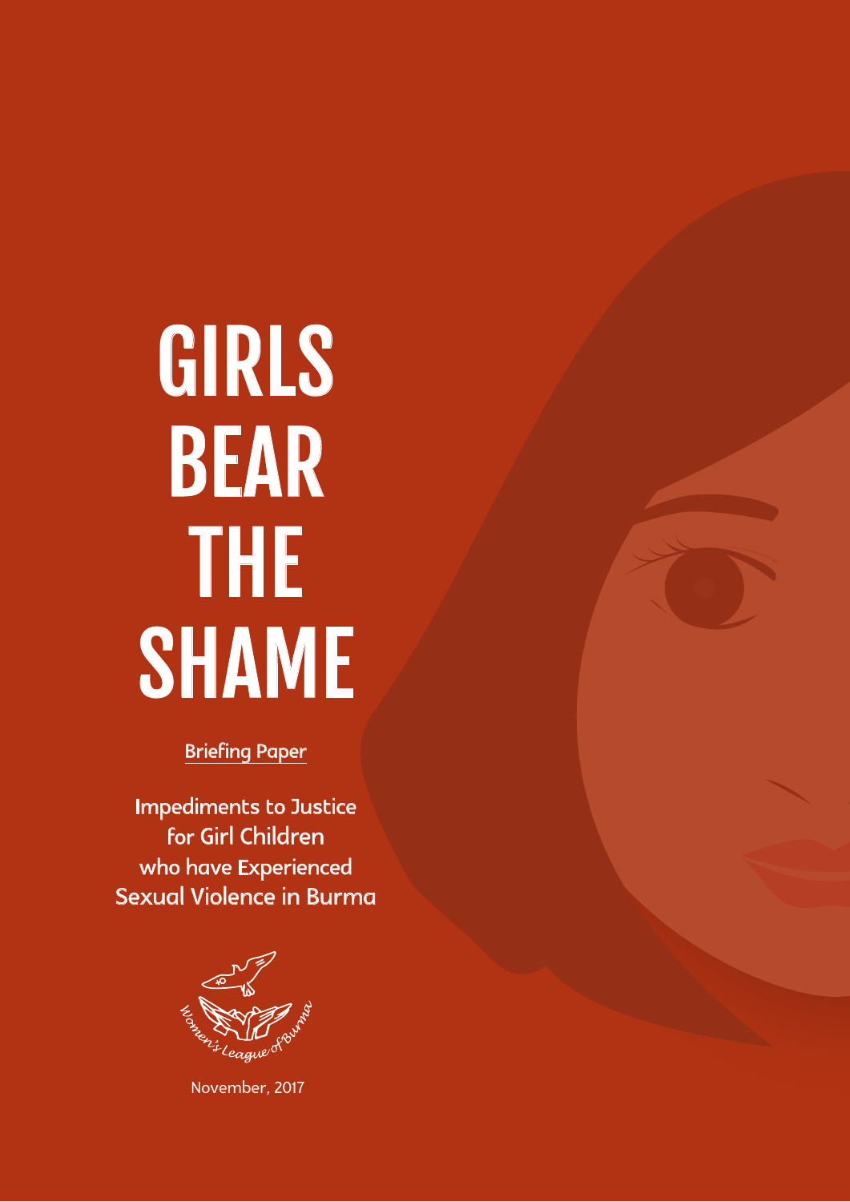# GIRLS BEAR THE SHAME

Briefing Paper

Impediments to Justice for Girl Children who have Experienced Sexual Violence in Burma

Women's League of Burma

November, 2017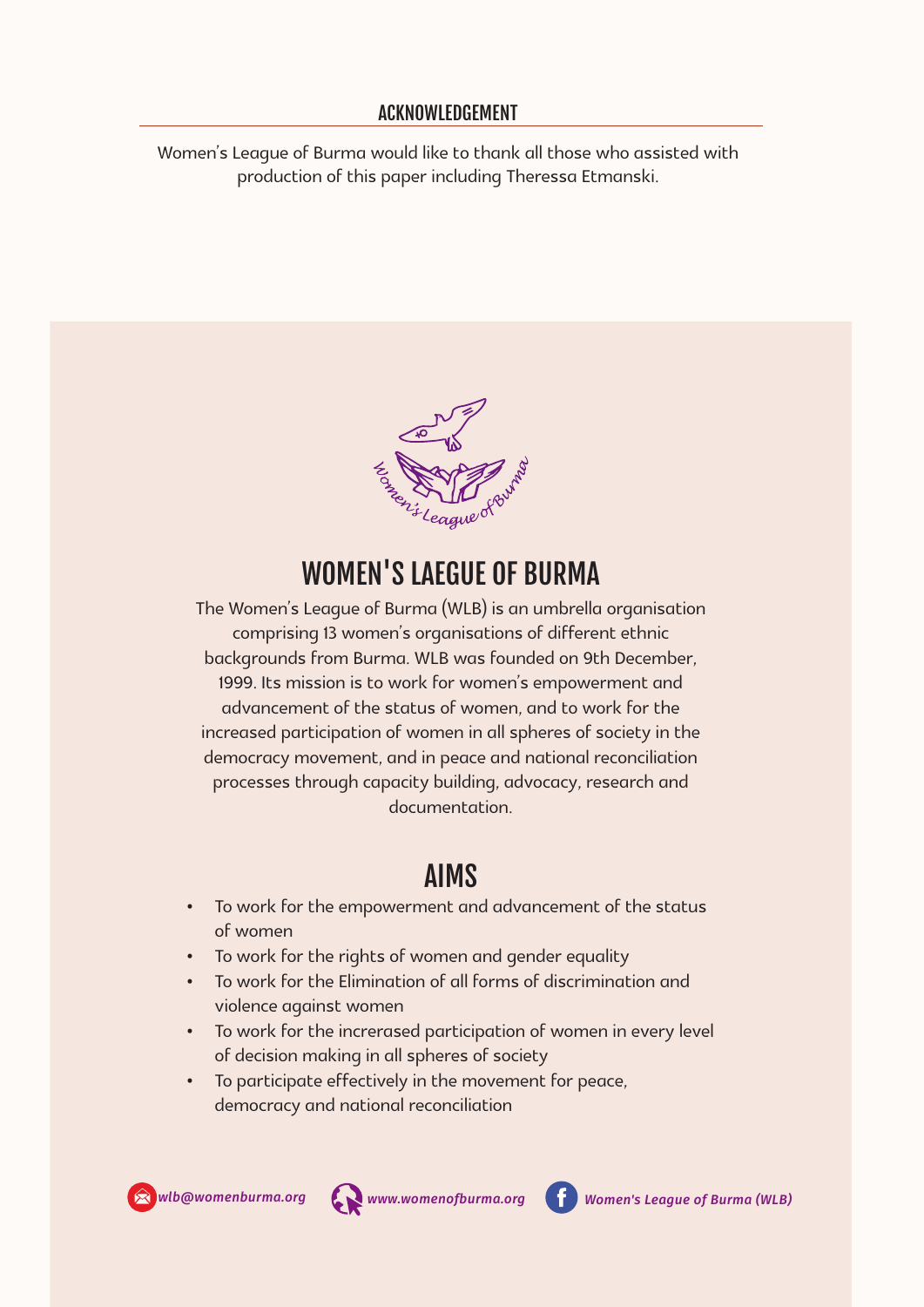## ACKNOWLEDGEMENT

Women's League of Burma would like to thank all those who assisted with production of this paper including Theressa Etmanski.

## WOMEN'S LAEGUE OF BURMA

The Women's League of Burma (WLB) is an umbrella organisation comprising 13 women's organisations of different ethnic backgrounds from Burma. WLB was founded on 9th December, 1999. Its mission is to work for women's empowerment and advancement of the status of women, and to work for the increased participation of women in all spheres of society in the democracy movement, and in peace and national reconciliation processes through capacity building, advocacy, research and documentation.

## AIMS

- To work for the empowerment and advancement of the status of women
- To work for the rights of women and gender equality
- To work for the Elimination of all forms of discrimination and violence against women
- To work for the increrased participation of women in every level of decision making in all spheres of society
- To participate effectively in the movement for peace, democracy and national reconciliation

*wlb@womenburma.org* *www.womenofburma.org* *Women's League of Burma (WLB)*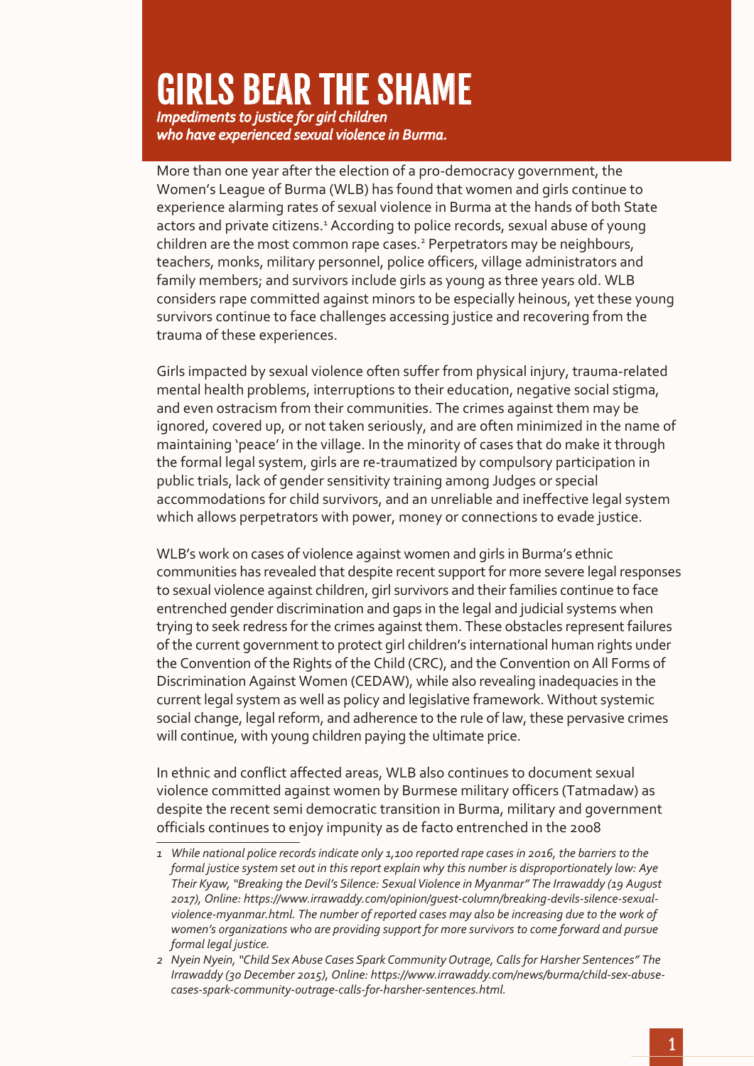# GIRLS BEAR THE SHAME

*Impediments to justice for girl children who have experienced sexual violence in Burma.*

More than one year after the election of a pro-democracy government, the Women's League of Burma (WLB) has found that women and girls continue to experience alarming rates of sexual violence in Burma at the hands of both State actors and private citizens.[1] According to police records, sexual abuse of young children are the most common rape cases.[2] Perpetrators may be neighbours, teachers, monks, military personnel, police officers, village administrators and family members; and survivors include girls as young as three years old. WLB considers rape committed against minors to be especially heinous, yet these young survivors continue to face challenges accessing justice and recovering from the trauma of these experiences.

Girls impacted by sexual violence often suffer from physical injury, trauma-related mental health problems, interruptions to their education, negative social stigma, and even ostracism from their communities. The crimes against them may be ignored, covered up, or not taken seriously, and are often minimized in the name of maintaining 'peace' in the village. In the minority of cases that do make it through the formal legal system, girls are re-traumatized by compulsory participation in public trials, lack of gender sensitivity training among Judges or special accommodations for child survivors, and an unreliable and ineffective legal system which allows perpetrators with power, money or connections to evade justice.

WLB's work on cases of violence against women and girls in Burma's ethnic communities has revealed that despite recent support for more severe legal responses to sexual violence against children, girl survivors and their families continue to face entrenched gender discrimination and gaps in the legal and judicial systems when trying to seek redress for the crimes against them. These obstacles represent failures of the current government to protect girl children's international human rights under the Convention of the Rights of the Child (CRC), and the Convention on All Forms of Discrimination Against Women (CEDAW), while also revealing inadequacies in the current legal system as well as policy and legislative framework. Without systemic social change, legal reform, and adherence to the rule of law, these pervasive crimes will continue, with young children paying the ultimate price.

In ethnic and conflict affected areas, WLB also continues to document sexual violence committed against women by Burmese military officers (Tatmadaw) as despite the recent semi democratic transition in Burma, military and government officials continues to enjoy impunity as de facto entrenched in the 2008

---

*1 While national police records indicate only 1,100 reported rape cases in 2016, the barriers to the formal justice system set out in this report explain why this number is disproportionately low: Aye Their Kyaw, "Breaking the Devil's Silence: Sexual Violence in Myanmar" The Irrawaddy (19 August 2017), Online: https://www.irrawaddy.com/opinion/guest-column/breaking-devils-silence-sexual-violence-myanmar.html. The number of reported cases may also be increasing due to the work of women's organizations who are providing support for more survivors to come forward and pursue formal legal justice.*

*2 Nyein Nyein, "Child Sex Abuse Cases Spark Community Outrage, Calls for Harsher Sentences" The Irrawaddy (30 December 2015), Online: https://www.irrawaddy.com/news/burma/child-sex-abuse-cases-spark-community-outrage-calls-for-harsher-sentences.html.*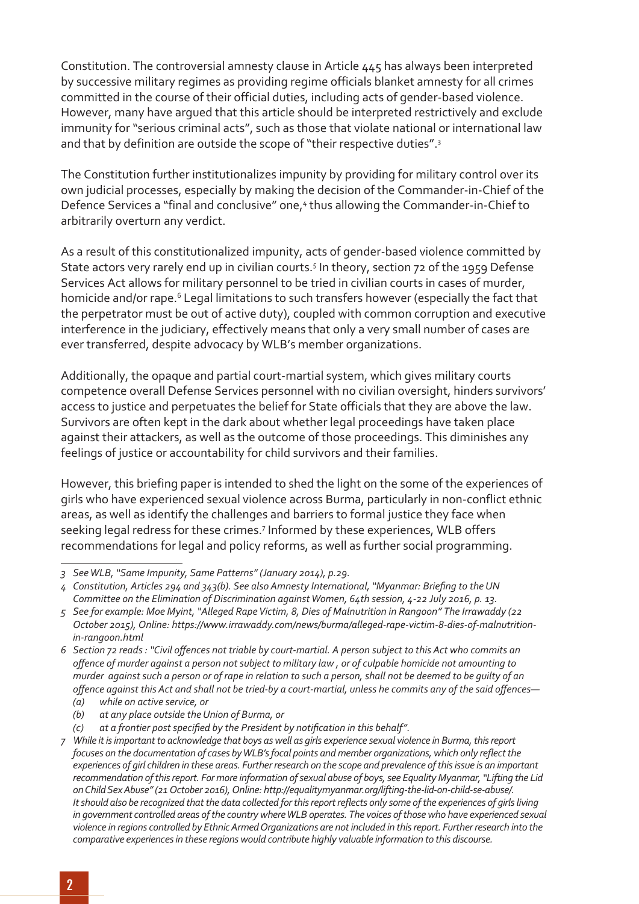Constitution. The controversial amnesty clause in Article 445 has always been interpreted by successive military regimes as providing regime officials blanket amnesty for all crimes committed in the course of their official duties, including acts of gender-based violence. However, many have argued that this article should be interpreted restrictively and exclude immunity for "serious criminal acts", such as those that violate national or international law and that by definition are outside the scope of "their respective duties".[3]

The Constitution further institutionalizes impunity by providing for military control over its own judicial processes, especially by making the decision of the Commander-in-Chief of the Defence Services a "final and conclusive" one,[4] thus allowing the Commander-in-Chief to arbitrarily overturn any verdict.

As a result of this constitutionalized impunity, acts of gender-based violence committed by State actors very rarely end up in civilian courts.[5] In theory, section 72 of the 1959 Defense Services Act allows for military personnel to be tried in civilian courts in cases of murder, homicide and/or rape.[6] Legal limitations to such transfers however (especially the fact that the perpetrator must be out of active duty), coupled with common corruption and executive interference in the judiciary, effectively means that only a very small number of cases are ever transferred, despite advocacy by WLB's member organizations.

Additionally, the opaque and partial court-martial system, which gives military courts competence overall Defense Services personnel with no civilian oversight, hinders survivors' access to justice and perpetuates the belief for State officials that they are above the law. Survivors are often kept in the dark about whether legal proceedings have taken place against their attackers, as well as the outcome of those proceedings. This diminishes any feelings of justice or accountability for child survivors and their families.

However, this briefing paper is intended to shed the light on the some of the experiences of girls who have experienced sexual violence across Burma, particularly in non-conflict ethnic areas, as well as identify the challenges and barriers to formal justice they face when seeking legal redress for these crimes.[7] Informed by these experiences, WLB offers recommendations for legal and policy reforms, as well as further social programming.

---

*3 See WLB, "Same Impunity, Same Patterns" (January 2014), p.29.*

*4 Constitution, Articles 294 and 343(b). See also Amnesty International, "Myanmar: Briefing to the UN Committee on the Elimination of Discrimination against Women, 64th session, 4-22 July 2016, p. 13.*

*5 See for example: Moe Myint, "Alleged Rape Victim, 8, Dies of Malnutrition in Rangoon" The Irrawaddy (22 October 2015), Online: https://www.irrawaddy.com/news/burma/alleged-rape-victim-8-dies-of-malnutrition-in-rangoon.html*

*6 Section 72 reads : "Civil offences not triable by court-martial. A person subject to this Act who commits an offence of murder against a person not subject to military law , or of culpable homicide not amounting to murder against such a person or of rape in relation to such a person, shall not be deemed to be guilty of an offence against this Act and shall not be tried-by a court-martial, unless he commits any of the said offences—*
*(a) while on active service, or*
*(b) at any place outside the Union of Burma, or*
*(c) at a frontier post specified by the President by notification in this behalf".*

*7 While it is important to acknowledge that boys as well as girls experience sexual violence in Burma, this report focuses on the documentation of cases by WLB's focal points and member organizations, which only reflect the experiences of girl children in these areas. Further research on the scope and prevalence of this issue is an important recommendation of this report. For more information of sexual abuse of boys, see Equality Myanmar, "Lifting the Lid on Child Sex Abuse" (21 October 2016), Online: http://equalitymyanmar.org/lifting-the-lid-on-child-se-abuse/. It should also be recognized that the data collected for this report reflects only some of the experiences of girls living in government controlled areas of the country where WLB operates. The voices of those who have experienced sexual violence in regions controlled by Ethnic Armed Organizations are not included in this report. Further research into the comparative experiences in these regions would contribute highly valuable information to this discourse.*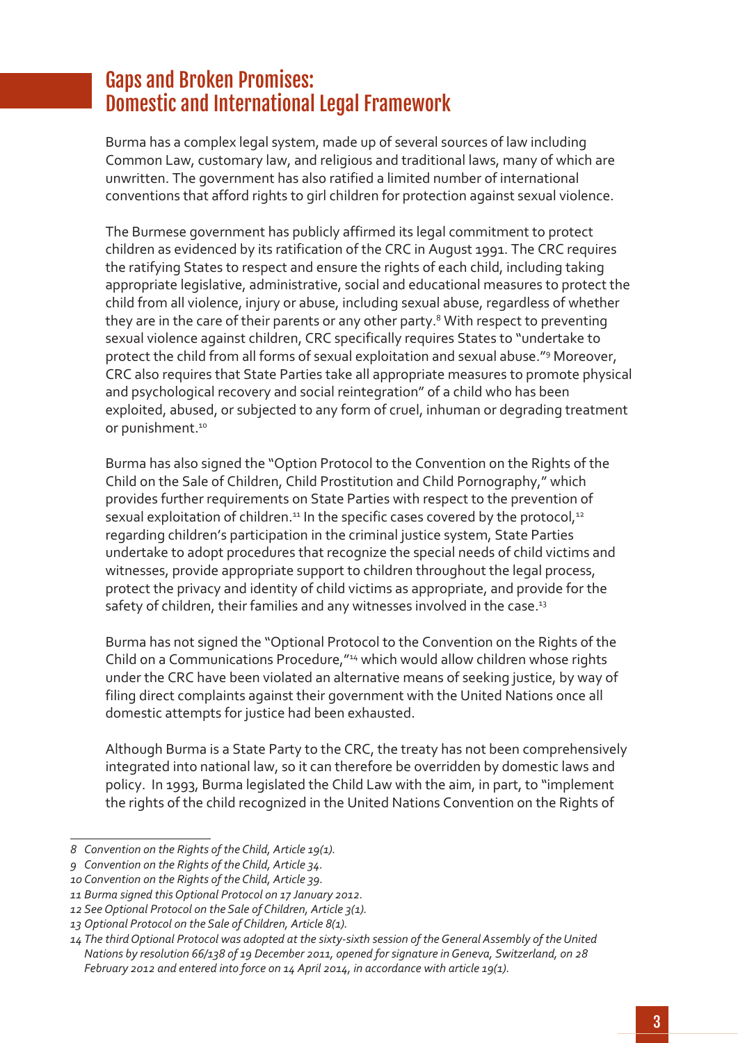## Gaps and Broken Promises: Domestic and International Legal Framework

Burma has a complex legal system, made up of several sources of law including Common Law, customary law, and religious and traditional laws, many of which are unwritten. The government has also ratified a limited number of international conventions that afford rights to girl children for protection against sexual violence.

The Burmese government has publicly affirmed its legal commitment to protect children as evidenced by its ratification of the CRC in August 1991. The CRC requires the ratifying States to respect and ensure the rights of each child, including taking appropriate legislative, administrative, social and educational measures to protect the child from all violence, injury or abuse, including sexual abuse, regardless of whether they are in the care of their parents or any other party.[8] With respect to preventing sexual violence against children, CRC specifically requires States to "undertake to protect the child from all forms of sexual exploitation and sexual abuse."[9] Moreover, CRC also requires that State Parties take all appropriate measures to promote physical and psychological recovery and social reintegration" of a child who has been exploited, abused, or subjected to any form of cruel, inhuman or degrading treatment or punishment.[10]

Burma has also signed the "Option Protocol to the Convention on the Rights of the Child on the Sale of Children, Child Prostitution and Child Pornography," which provides further requirements on State Parties with respect to the prevention of sexual exploitation of children.[11] In the specific cases covered by the protocol,[12] regarding children's participation in the criminal justice system, State Parties undertake to adopt procedures that recognize the special needs of child victims and witnesses, provide appropriate support to children throughout the legal process, protect the privacy and identity of child victims as appropriate, and provide for the safety of children, their families and any witnesses involved in the case.[13]

Burma has not signed the "Optional Protocol to the Convention on the Rights of the Child on a Communications Procedure,"[14] which would allow children whose rights under the CRC have been violated an alternative means of seeking justice, by way of filing direct complaints against their government with the United Nations once all domestic attempts for justice had been exhausted.

Although Burma is a State Party to the CRC, the treaty has not been comprehensively integrated into national law, so it can therefore be overridden by domestic laws and policy. In 1993, Burma legislated the Child Law with the aim, in part, to "implement the rights of the child recognized in the United Nations Convention on the Rights of

---

*8 Convention on the Rights of the Child, Article 19(1).*

*9 Convention on the Rights of the Child, Article 34.*

*10 Convention on the Rights of the Child, Article 39.*

*11 Burma signed this Optional Protocol on 17 January 2012.*

*12 See Optional Protocol on the Sale of Children, Article 3(1).*

*13 Optional Protocol on the Sale of Children, Article 8(1).*

*14 The third Optional Protocol was adopted at the sixty-sixth session of the General Assembly of the United Nations by resolution 66/138 of 19 December 2011, opened for signature in Geneva, Switzerland, on 28 February 2012 and entered into force on 14 April 2014, in accordance with article 19(1).*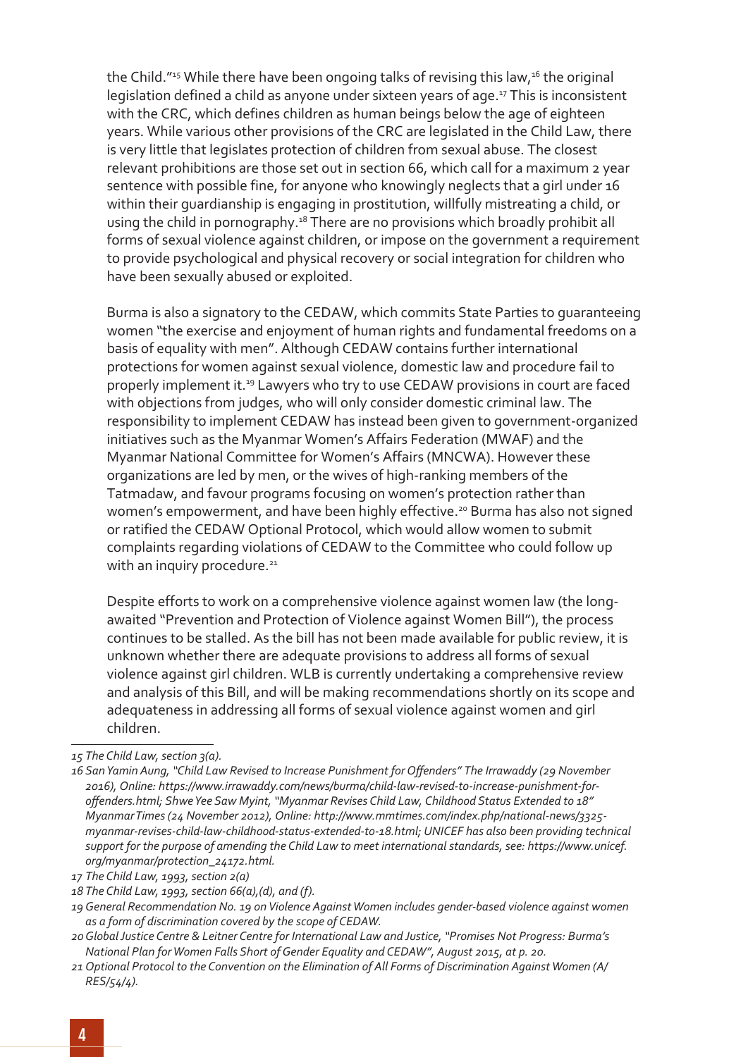the Child."[15] While there have been ongoing talks of revising this law,[16] the original legislation defined a child as anyone under sixteen years of age.[17] This is inconsistent with the CRC, which defines children as human beings below the age of eighteen years. While various other provisions of the CRC are legislated in the Child Law, there is very little that legislates protection of children from sexual abuse. The closest relevant prohibitions are those set out in section 66, which call for a maximum 2 year sentence with possible fine, for anyone who knowingly neglects that a girl under 16 within their guardianship is engaging in prostitution, willfully mistreating a child, or using the child in pornography.[18] There are no provisions which broadly prohibit all forms of sexual violence against children, or impose on the government a requirement to provide psychological and physical recovery or social integration for children who have been sexually abused or exploited.

Burma is also a signatory to the CEDAW, which commits State Parties to guaranteeing women "the exercise and enjoyment of human rights and fundamental freedoms on a basis of equality with men". Although CEDAW contains further international protections for women against sexual violence, domestic law and procedure fail to properly implement it.[19] Lawyers who try to use CEDAW provisions in court are faced with objections from judges, who will only consider domestic criminal law. The responsibility to implement CEDAW has instead been given to government-organized initiatives such as the Myanmar Women's Affairs Federation (MWAF) and the Myanmar National Committee for Women's Affairs (MNCWA). However these organizations are led by men, or the wives of high-ranking members of the Tatmadaw, and favour programs focusing on women's protection rather than women's empowerment, and have been highly effective.[20] Burma has also not signed or ratified the CEDAW Optional Protocol, which would allow women to submit complaints regarding violations of CEDAW to the Committee who could follow up with an inquiry procedure.[21]

Despite efforts to work on a comprehensive violence against women law (the long-awaited "Prevention and Protection of Violence against Women Bill"), the process continues to be stalled. As the bill has not been made available for public review, it is unknown whether there are adequate provisions to address all forms of sexual violence against girl children. WLB is currently undertaking a comprehensive review and analysis of this Bill, and will be making recommendations shortly on its scope and adequateness in addressing all forms of sexual violence against women and girl children.

---

*15 The Child Law, section 3(a).*

*16 San Yamin Aung, "Child Law Revised to Increase Punishment for Offenders" The Irrawaddy (29 November 2016), Online: https://www.irrawaddy.com/news/burma/child-law-revised-to-increase-punishment-for-offenders.html; Shwe Yee Saw Myint, "Myanmar Revises Child Law, Childhood Status Extended to 18" Myanmar Times (24 November 2012), Online: http://www.mmtimes.com/index.php/national-news/3325-myanmar-revises-child-law-childhood-status-extended-to-18.html; UNICEF has also been providing technical support for the purpose of amending the Child Law to meet international standards, see: https://www.unicef.org/myanmar/protection_24172.html.*

*17 The Child Law, 1993, section 2(a)*

*18 The Child Law, 1993, section 66(a),(d), and (f).*

*19 General Recommendation No. 19 on Violence Against Women includes gender-based violence against women as a form of discrimination covered by the scope of CEDAW.*

*20 Global Justice Centre & Leitner Centre for International Law and Justice, "Promises Not Progress: Burma's National Plan for Women Falls Short of Gender Equality and CEDAW", August 2015, at p. 20.*

*21 Optional Protocol to the Convention on the Elimination of All Forms of Discrimination Against Women (A/RES/54/4).*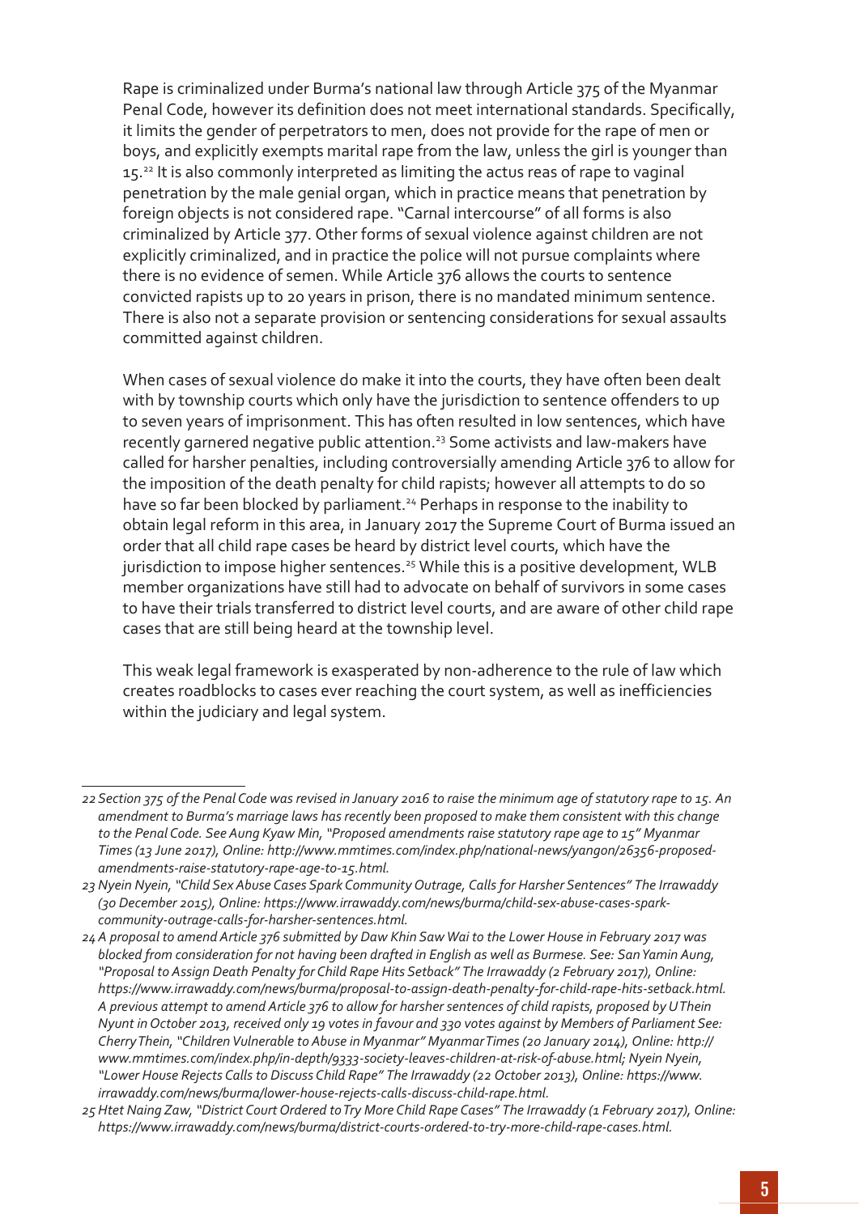Rape is criminalized under Burma's national law through Article 375 of the Myanmar Penal Code, however its definition does not meet international standards. Specifically, it limits the gender of perpetrators to men, does not provide for the rape of men or boys, and explicitly exempts marital rape from the law, unless the girl is younger than 15.[22] It is also commonly interpreted as limiting the actus reas of rape to vaginal penetration by the male genial organ, which in practice means that penetration by foreign objects is not considered rape. "Carnal intercourse" of all forms is also criminalized by Article 377. Other forms of sexual violence against children are not explicitly criminalized, and in practice the police will not pursue complaints where there is no evidence of semen. While Article 376 allows the courts to sentence convicted rapists up to 20 years in prison, there is no mandated minimum sentence. There is also not a separate provision or sentencing considerations for sexual assaults committed against children.

When cases of sexual violence do make it into the courts, they have often been dealt with by township courts which only have the jurisdiction to sentence offenders to up to seven years of imprisonment. This has often resulted in low sentences, which have recently garnered negative public attention.[23] Some activists and law-makers have called for harsher penalties, including controversially amending Article 376 to allow for the imposition of the death penalty for child rapists; however all attempts to do so have so far been blocked by parliament.[24] Perhaps in response to the inability to obtain legal reform in this area, in January 2017 the Supreme Court of Burma issued an order that all child rape cases be heard by district level courts, which have the jurisdiction to impose higher sentences.[25] While this is a positive development, WLB member organizations have still had to advocate on behalf of survivors in some cases to have their trials transferred to district level courts, and are aware of other child rape cases that are still being heard at the township level.

This weak legal framework is exasperated by non-adherence to the rule of law which creates roadblocks to cases ever reaching the court system, as well as inefficiencies within the judiciary and legal system.

---

*22 Section 375 of the Penal Code was revised in January 2016 to raise the minimum age of statutory rape to 15. An amendment to Burma's marriage laws has recently been proposed to make them consistent with this change to the Penal Code. See Aung Kyaw Min, "Proposed amendments raise statutory rape age to 15" Myanmar Times (13 June 2017), Online: http://www.mmtimes.com/index.php/national-news/yangon/26356-proposed-amendments-raise-statutory-rape-age-to-15.html.*

*23 Nyein Nyein, "Child Sex Abuse Cases Spark Community Outrage, Calls for Harsher Sentences" The Irrawaddy (30 December 2015), Online: https://www.irrawaddy.com/news/burma/child-sex-abuse-cases-spark-community-outrage-calls-for-harsher-sentences.html.*

*24 A proposal to amend Article 376 submitted by Daw Khin Saw Wai to the Lower House in February 2017 was blocked from consideration for not having been drafted in English as well as Burmese. See: San Yamin Aung, "Proposal to Assign Death Penalty for Child Rape Hits Setback" The Irrawaddy (2 February 2017), Online: https://www.irrawaddy.com/news/burma/proposal-to-assign-death-penalty-for-child-rape-hits-setback.html. A previous attempt to amend Article 376 to allow for harsher sentences of child rapists, proposed by U Thein Nyunt in October 2013, received only 19 votes in favour and 330 votes against by Members of Parliament See: Cherry Thein, "Children Vulnerable to Abuse in Myanmar" Myanmar Times (20 January 2014), Online: http://www.mmtimes.com/index.php/in-depth/9333-society-leaves-children-at-risk-of-abuse.html; Nyein Nyein, "Lower House Rejects Calls to Discuss Child Rape" The Irrawaddy (22 October 2013), Online: https://www.irrawaddy.com/news/burma/lower-house-rejects-calls-discuss-child-rape.html.*

*25 Htet Naing Zaw, "District Court Ordered to Try More Child Rape Cases" The Irrawaddy (1 February 2017), Online: https://www.irrawaddy.com/news/burma/district-courts-ordered-to-try-more-child-rape-cases.html.*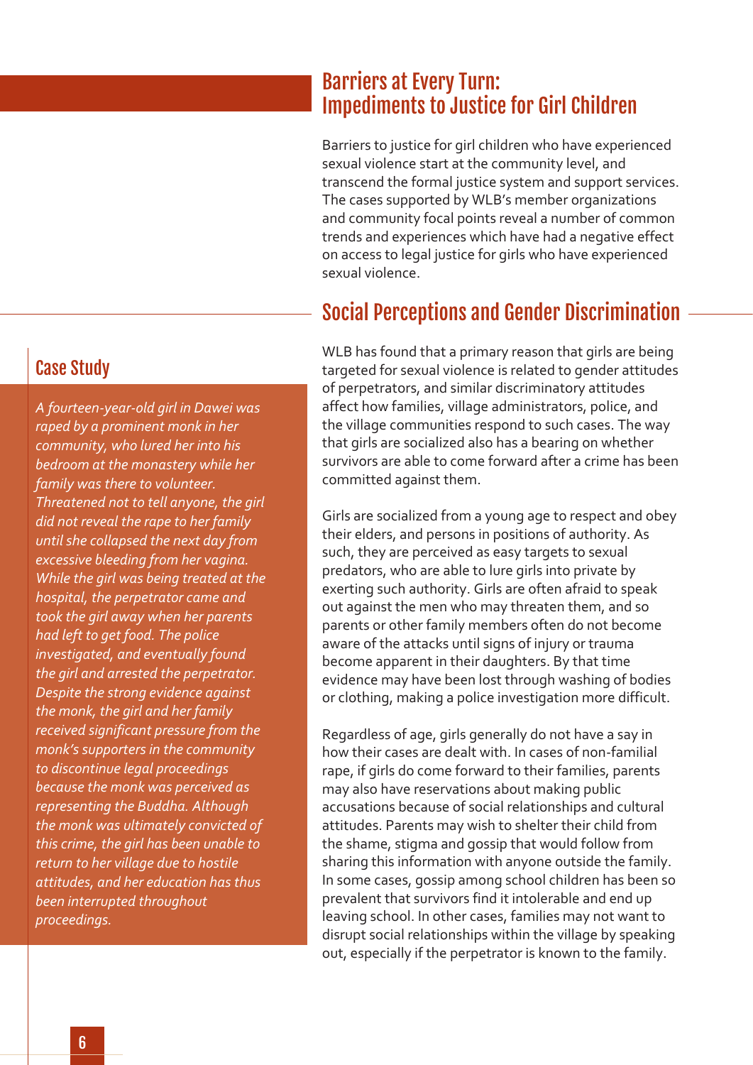## Barriers at Every Turn: Impediments to Justice for Girl Children

Barriers to justice for girl children who have experienced sexual violence start at the community level, and transcend the formal justice system and support services. The cases supported by WLB's member organizations and community focal points reveal a number of common trends and experiences which have had a negative effect on access to legal justice for girls who have experienced sexual violence.

### Social Perceptions and Gender Discrimination

WLB has found that a primary reason that girls are being targeted for sexual violence is related to gender attitudes of perpetrators, and similar discriminatory attitudes affect how families, village administrators, police, and the village communities respond to such cases. The way that girls are socialized also has a bearing on whether survivors are able to come forward after a crime has been committed against them.

Girls are socialized from a young age to respect and obey their elders, and persons in positions of authority. As such, they are perceived as easy targets to sexual predators, who are able to lure girls into private by exerting such authority. Girls are often afraid to speak out against the men who may threaten them, and so parents or other family members often do not become aware of the attacks until signs of injury or trauma become apparent in their daughters. By that time evidence may have been lost through washing of bodies or clothing, making a police investigation more difficult.

Regardless of age, girls generally do not have a say in how their cases are dealt with. In cases of non-familial rape, if girls do come forward to their families, parents may also have reservations about making public accusations because of social relationships and cultural attitudes. Parents may wish to shelter their child from the shame, stigma and gossip that would follow from sharing this information with anyone outside the family. In some cases, gossip among school children has been so prevalent that survivors find it intolerable and end up leaving school. In other cases, families may not want to disrupt social relationships within the village by speaking out, especially if the perpetrator is known to the family.

#### Case Study

*A fourteen-year-old girl in Dawei was raped by a prominent monk in her community, who lured her into his bedroom at the monastery while her family was there to volunteer. Threatened not to tell anyone, the girl did not reveal the rape to her family until she collapsed the next day from excessive bleeding from her vagina. While the girl was being treated at the hospital, the perpetrator came and took the girl away when her parents had left to get food. The police investigated, and eventually found the girl and arrested the perpetrator. Despite the strong evidence against the monk, the girl and her family received significant pressure from the monk's supporters in the community to discontinue legal proceedings because the monk was perceived as representing the Buddha. Although the monk was ultimately convicted of this crime, the girl has been unable to return to her village due to hostile attitudes, and her education has thus been interrupted throughout proceedings.*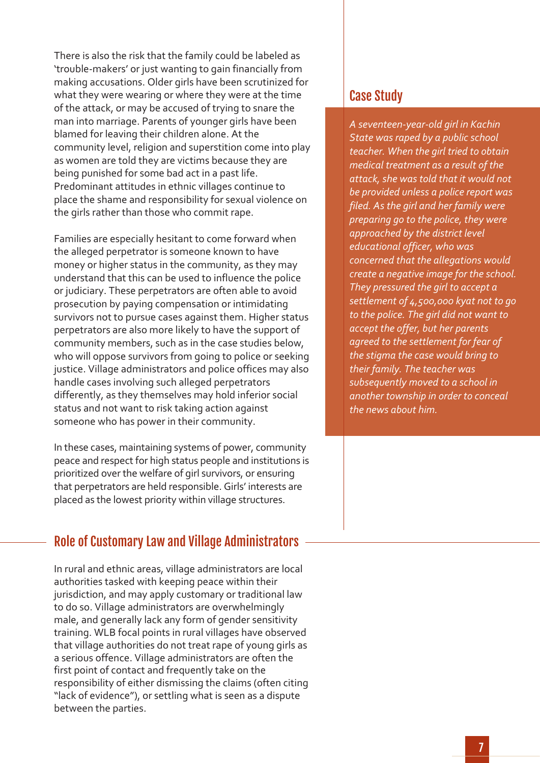There is also the risk that the family could be labeled as 'trouble-makers' or just wanting to gain financially from making accusations. Older girls have been scrutinized for what they were wearing or where they were at the time of the attack, or may be accused of trying to snare the man into marriage. Parents of younger girls have been blamed for leaving their children alone. At the community level, religion and superstition come into play as women are told they are victims because they are being punished for some bad act in a past life. Predominant attitudes in ethnic villages continue to place the shame and responsibility for sexual violence on the girls rather than those who commit rape.

Families are especially hesitant to come forward when the alleged perpetrator is someone known to have money or higher status in the community, as they may understand that this can be used to influence the police or judiciary. These perpetrators are often able to avoid prosecution by paying compensation or intimidating survivors not to pursue cases against them. Higher status perpetrators are also more likely to have the support of community members, such as in the case studies below, who will oppose survivors from going to police or seeking justice. Village administrators and police offices may also handle cases involving such alleged perpetrators differently, as they themselves may hold inferior social status and not want to risk taking action against someone who has power in their community.

In these cases, maintaining systems of power, community peace and respect for high status people and institutions is prioritized over the welfare of girl survivors, or ensuring that perpetrators are held responsible. Girls' interests are placed as the lowest priority within village structures.

## Case Study

*A seventeen-year-old girl in Kachin State was raped by a public school teacher. When the girl tried to obtain medical treatment as a result of the attack, she was told that it would not be provided unless a police report was filed. As the girl and her family were preparing go to the police, they were approached by the district level educational officer, who was concerned that the allegations would create a negative image for the school. They pressured the girl to accept a settlement of 4,500,000 kyat not to go to the police. The girl did not want to accept the offer, but her parents agreed to the settlement for fear of the stigma the case would bring to their family. The teacher was subsequently moved to a school in another township in order to conceal the news about him.*

## Role of Customary Law and Village Administrators

In rural and ethnic areas, village administrators are local authorities tasked with keeping peace within their jurisdiction, and may apply customary or traditional law to do so. Village administrators are overwhelmingly male, and generally lack any form of gender sensitivity training. WLB focal points in rural villages have observed that village authorities do not treat rape of young girls as a serious offence. Village administrators are often the first point of contact and frequently take on the responsibility of either dismissing the claims (often citing "lack of evidence"), or settling what is seen as a dispute between the parties.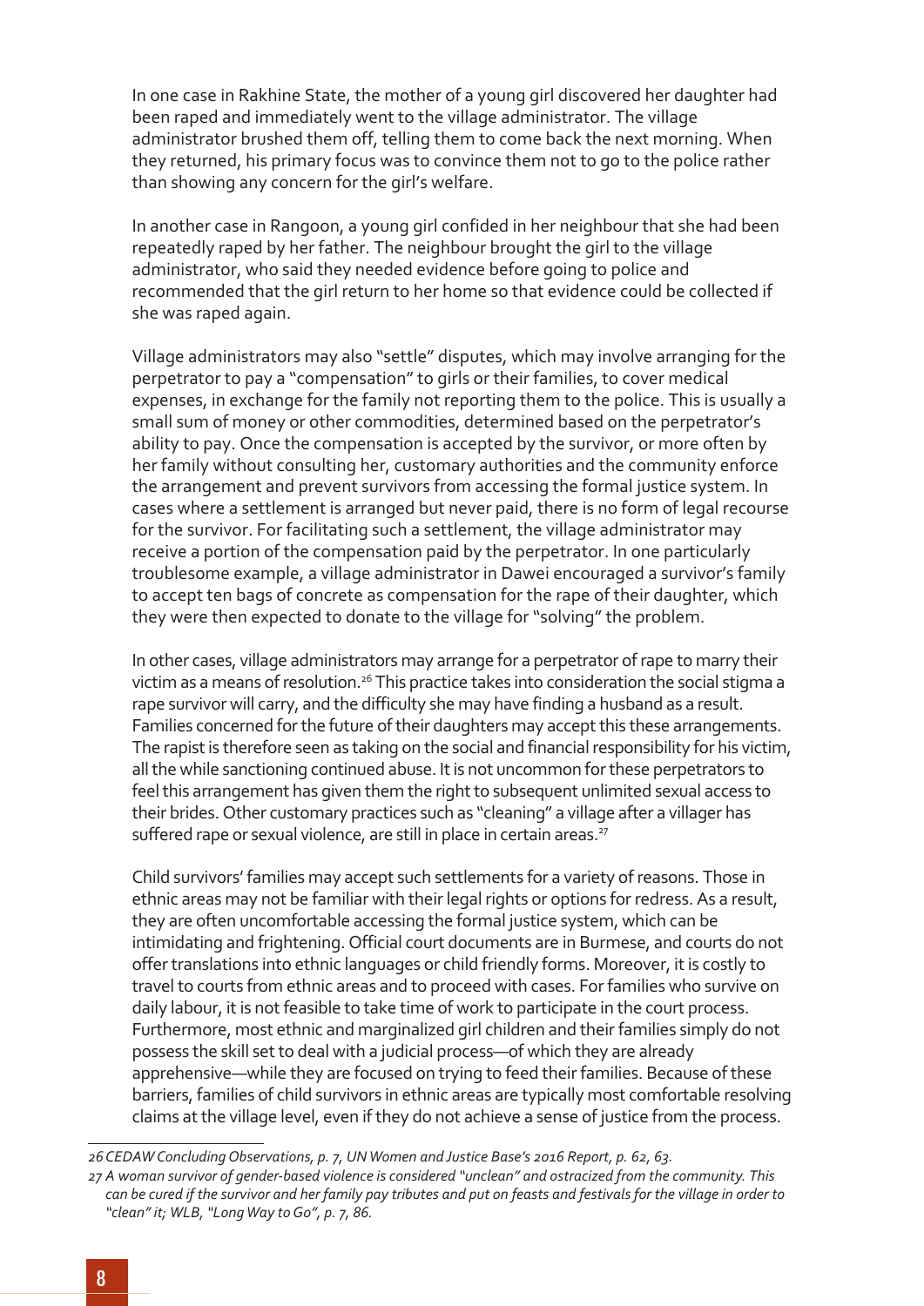In one case in Rakhine State, the mother of a young girl discovered her daughter had been raped and immediately went to the village administrator. The village administrator brushed them off, telling them to come back the next morning. When they returned, his primary focus was to convince them not to go to the police rather than showing any concern for the girl's welfare.

In another case in Rangoon, a young girl confided in her neighbour that she had been repeatedly raped by her father. The neighbour brought the girl to the village administrator, who said they needed evidence before going to police and recommended that the girl return to her home so that evidence could be collected if she was raped again.

Village administrators may also "settle" disputes, which may involve arranging for the perpetrator to pay a "compensation" to girls or their families, to cover medical expenses, in exchange for the family not reporting them to the police. This is usually a small sum of money or other commodities, determined based on the perpetrator's ability to pay. Once the compensation is accepted by the survivor, or more often by her family without consulting her, customary authorities and the community enforce the arrangement and prevent survivors from accessing the formal justice system. In cases where a settlement is arranged but never paid, there is no form of legal recourse for the survivor. For facilitating such a settlement, the village administrator may receive a portion of the compensation paid by the perpetrator. In one particularly troublesome example, a village administrator in Dawei encouraged a survivor's family to accept ten bags of concrete as compensation for the rape of their daughter, which they were then expected to donate to the village for "solving" the problem.

In other cases, village administrators may arrange for a perpetrator of rape to marry their victim as a means of resolution.[26] This practice takes into consideration the social stigma a rape survivor will carry, and the difficulty she may have finding a husband as a result. Families concerned for the future of their daughters may accept this these arrangements. The rapist is therefore seen as taking on the social and financial responsibility for his victim, all the while sanctioning continued abuse. It is not uncommon for these perpetrators to feel this arrangement has given them the right to subsequent unlimited sexual access to their brides. Other customary practices such as "cleaning" a village after a villager has suffered rape or sexual violence, are still in place in certain areas.[27]

Child survivors' families may accept such settlements for a variety of reasons. Those in ethnic areas may not be familiar with their legal rights or options for redress. As a result, they are often uncomfortable accessing the formal justice system, which can be intimidating and frightening. Official court documents are in Burmese, and courts do not offer translations into ethnic languages or child friendly forms. Moreover, it is costly to travel to courts from ethnic areas and to proceed with cases. For families who survive on daily labour, it is not feasible to take time of work to participate in the court process. Furthermore, most ethnic and marginalized girl children and their families simply do not possess the skill set to deal with a judicial process—of which they are already apprehensive—while they are focused on trying to feed their families. Because of these barriers, families of child survivors in ethnic areas are typically most comfortable resolving claims at the village level, even if they do not achieve a sense of justice from the process.

---

*26 CEDAW Concluding Observations, p. 7, UN Women and Justice Base's 2016 Report, p. 62, 63.*

*27 A woman survivor of gender-based violence is considered "unclean" and ostracized from the community. This can be cured if the survivor and her family pay tributes and put on feasts and festivals for the village in order to "clean" it; WLB, "Long Way to Go", p. 7, 86.*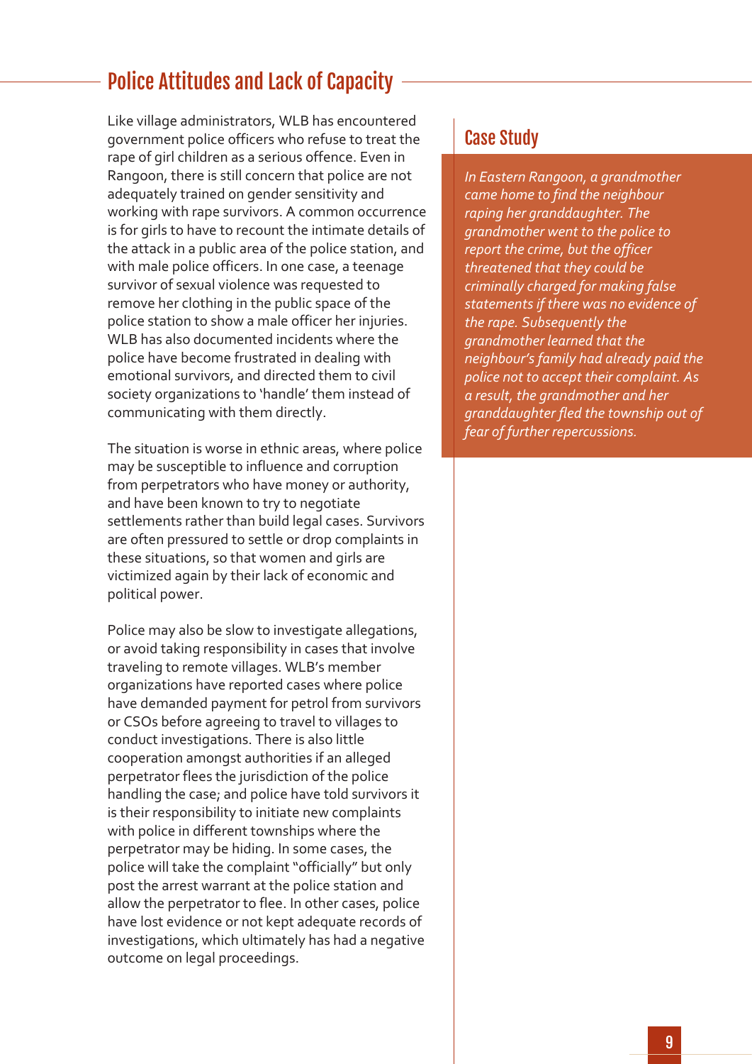## Police Attitudes and Lack of Capacity

Like village administrators, WLB has encountered government police officers who refuse to treat the rape of girl children as a serious offence. Even in Rangoon, there is still concern that police are not adequately trained on gender sensitivity and working with rape survivors. A common occurrence is for girls to have to recount the intimate details of the attack in a public area of the police station, and with male police officers. In one case, a teenage survivor of sexual violence was requested to remove her clothing in the public space of the police station to show a male officer her injuries. WLB has also documented incidents where the police have become frustrated in dealing with emotional survivors, and directed them to civil society organizations to 'handle' them instead of communicating with them directly.

The situation is worse in ethnic areas, where police may be susceptible to influence and corruption from perpetrators who have money or authority, and have been known to try to negotiate settlements rather than build legal cases. Survivors are often pressured to settle or drop complaints in these situations, so that women and girls are victimized again by their lack of economic and political power.

Police may also be slow to investigate allegations, or avoid taking responsibility in cases that involve traveling to remote villages. WLB's member organizations have reported cases where police have demanded payment for petrol from survivors or CSOs before agreeing to travel to villages to conduct investigations. There is also little cooperation amongst authorities if an alleged perpetrator flees the jurisdiction of the police handling the case; and police have told survivors it is their responsibility to initiate new complaints with police in different townships where the perpetrator may be hiding. In some cases, the police will take the complaint "officially" but only post the arrest warrant at the police station and allow the perpetrator to flee. In other cases, police have lost evidence or not kept adequate records of investigations, which ultimately has had a negative outcome on legal proceedings.

### Case Study

*In Eastern Rangoon, a grandmother came home to find the neighbour raping her granddaughter. The grandmother went to the police to report the crime, but the officer threatened that they could be criminally charged for making false statements if there was no evidence of the rape. Subsequently the grandmother learned that the neighbour's family had already paid the police not to accept their complaint. As a result, the grandmother and her granddaughter fled the township out of fear of further repercussions.*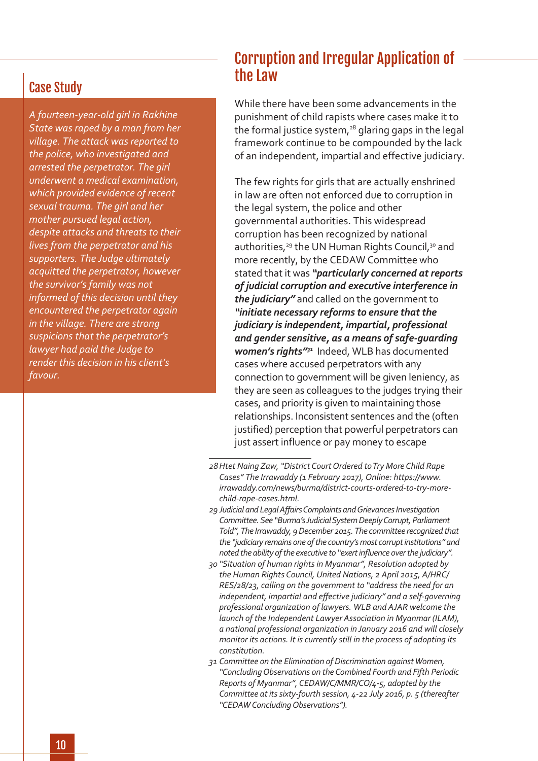## Case Study

*A fourteen-year-old girl in Rakhine State was raped by a man from her village. The attack was reported to the police, who investigated and arrested the perpetrator. The girl underwent a medical examination, which provided evidence of recent sexual trauma. The girl and her mother pursued legal action, despite attacks and threats to their lives from the perpetrator and his supporters. The Judge ultimately acquitted the perpetrator, however the survivor's family was not informed of this decision until they encountered the perpetrator again in the village. There are strong suspicions that the perpetrator's lawyer had paid the Judge to render this decision in his client's favour.*

## Corruption and Irregular Application of the Law

While there have been some advancements in the punishment of child rapists where cases make it to the formal justice system,[28] glaring gaps in the legal framework continue to be compounded by the lack of an independent, impartial and effective judiciary.

The few rights for girls that are actually enshrined in law are often not enforced due to corruption in the legal system, the police and other governmental authorities. This widespread corruption has been recognized by national authorities,[29] the UN Human Rights Council,[30] and more recently, by the CEDAW Committee who stated that it was ***"particularly concerned at reports of judicial corruption and executive interference in the judiciary"*** and called on the government to ***"initiate necessary reforms to ensure that the judiciary is independent, impartial, professional and gender sensitive, as a means of safe-guarding women's rights"***[31] Indeed, WLB has documented cases where accused perpetrators with any connection to government will be given leniency, as they are seen as colleagues to the judges trying their cases, and priority is given to maintaining those relationships. Inconsistent sentences and the (often justified) perception that powerful perpetrators can just assert influence or pay money to escape

---

*28 Htet Naing Zaw, "District Court Ordered to Try More Child Rape Cases" The Irrawaddy (1 February 2017), Online: https://www.irrawaddy.com/news/burma/district-courts-ordered-to-try-more-child-rape-cases.html.*

*29 Judicial and Legal Affairs Complaints and Grievances Investigation Committee. See "Burma's Judicial System Deeply Corrupt, Parliament Told", The Irrawaddy, 9 December 2015. The committee recognized that the "judiciary remains one of the country's most corrupt institutions" and noted the ability of the executive to "exert influence over the judiciary".*

*30 "Situation of human rights in Myanmar", Resolution adopted by the Human Rights Council, United Nations, 2 April 2015, A/HRC/RES/28/23, calling on the government to "address the need for an independent, impartial and effective judiciary" and a self-governing professional organization of lawyers. WLB and AJAR welcome the launch of the Independent Lawyer Association in Myanmar (ILAM), a national professional organization in January 2016 and will closely monitor its actions. It is currently still in the process of adopting its constitution.*

*31 Committee on the Elimination of Discrimination against Women, "Concluding Observations on the Combined Fourth and Fifth Periodic Reports of Myanmar", CEDAW/C/MMR/CO/4-5, adopted by the Committee at its sixty-fourth session, 4-22 July 2016, p. 5 (thereafter "CEDAW Concluding Observations").*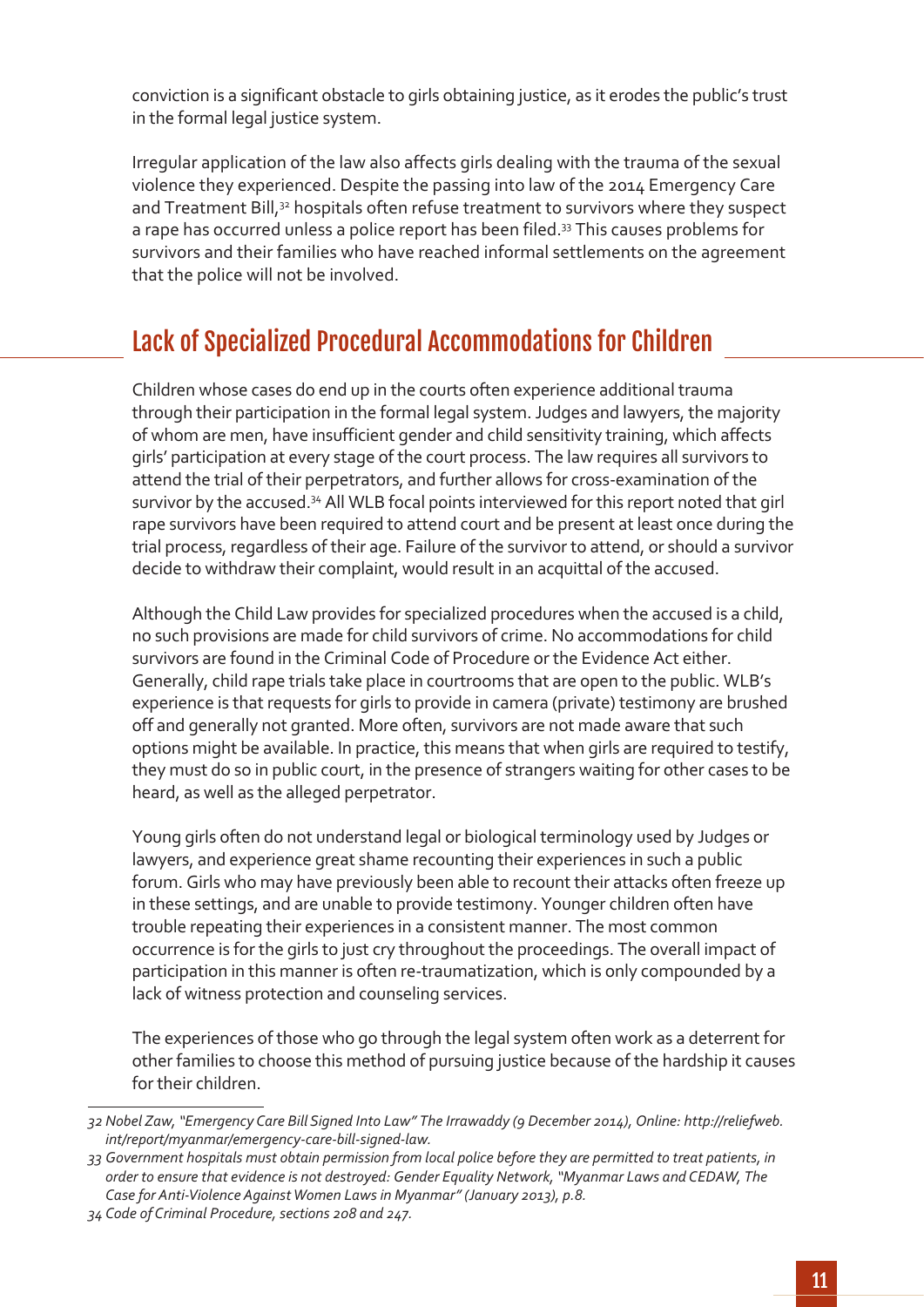conviction is a significant obstacle to girls obtaining justice, as it erodes the public's trust in the formal legal justice system.

Irregular application of the law also affects girls dealing with the trauma of the sexual violence they experienced. Despite the passing into law of the 2014 Emergency Care and Treatment Bill,[32] hospitals often refuse treatment to survivors where they suspect a rape has occurred unless a police report has been filed.[33] This causes problems for survivors and their families who have reached informal settlements on the agreement that the police will not be involved.

## Lack of Specialized Procedural Accommodations for Children

Children whose cases do end up in the courts often experience additional trauma through their participation in the formal legal system. Judges and lawyers, the majority of whom are men, have insufficient gender and child sensitivity training, which affects girls' participation at every stage of the court process. The law requires all survivors to attend the trial of their perpetrators, and further allows for cross-examination of the survivor by the accused.[34] All WLB focal points interviewed for this report noted that girl rape survivors have been required to attend court and be present at least once during the trial process, regardless of their age. Failure of the survivor to attend, or should a survivor decide to withdraw their complaint, would result in an acquittal of the accused.

Although the Child Law provides for specialized procedures when the accused is a child, no such provisions are made for child survivors of crime. No accommodations for child survivors are found in the Criminal Code of Procedure or the Evidence Act either. Generally, child rape trials take place in courtrooms that are open to the public. WLB's experience is that requests for girls to provide in camera (private) testimony are brushed off and generally not granted. More often, survivors are not made aware that such options might be available. In practice, this means that when girls are required to testify, they must do so in public court, in the presence of strangers waiting for other cases to be heard, as well as the alleged perpetrator.

Young girls often do not understand legal or biological terminology used by Judges or lawyers, and experience great shame recounting their experiences in such a public forum. Girls who may have previously been able to recount their attacks often freeze up in these settings, and are unable to provide testimony. Younger children often have trouble repeating their experiences in a consistent manner. The most common occurrence is for the girls to just cry throughout the proceedings. The overall impact of participation in this manner is often re-traumatization, which is only compounded by a lack of witness protection and counseling services.

The experiences of those who go through the legal system often work as a deterrent for other families to choose this method of pursuing justice because of the hardship it causes for their children.

---

*32 Nobel Zaw, "Emergency Care Bill Signed Into Law" The Irrawaddy (9 December 2014), Online: http://reliefweb.int/report/myanmar/emergency-care-bill-signed-law.*

*33 Government hospitals must obtain permission from local police before they are permitted to treat patients, in order to ensure that evidence is not destroyed: Gender Equality Network, "Myanmar Laws and CEDAW, The Case for Anti-Violence Against Women Laws in Myanmar" (January 2013), p.8.*

*34 Code of Criminal Procedure, sections 208 and 247.*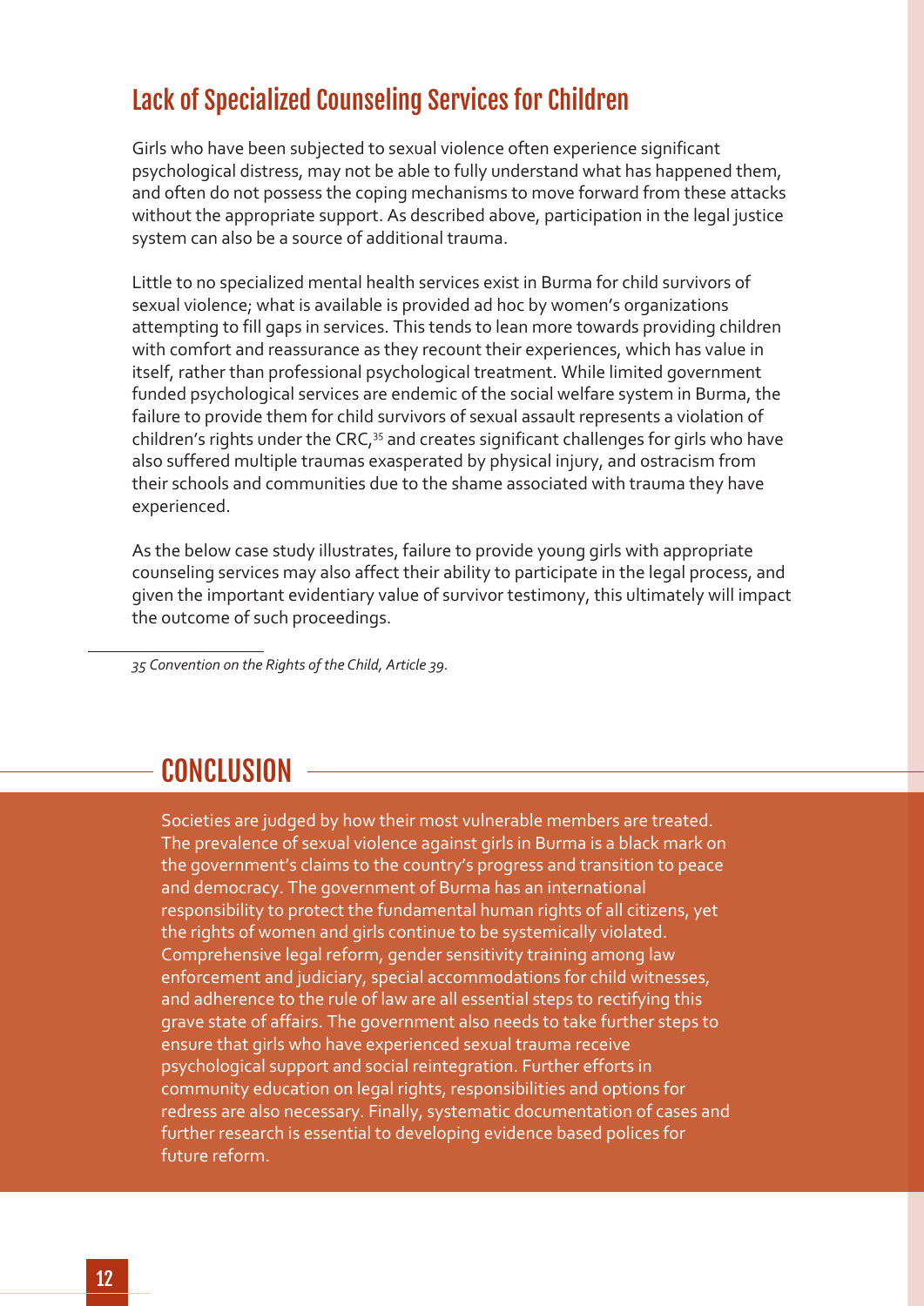## Lack of Specialized Counseling Services for Children

Girls who have been subjected to sexual violence often experience significant psychological distress, may not be able to fully understand what has happened them, and often do not possess the coping mechanisms to move forward from these attacks without the appropriate support. As described above, participation in the legal justice system can also be a source of additional trauma.

Little to no specialized mental health services exist in Burma for child survivors of sexual violence; what is available is provided ad hoc by women's organizations attempting to fill gaps in services. This tends to lean more towards providing children with comfort and reassurance as they recount their experiences, which has value in itself, rather than professional psychological treatment. While limited government funded psychological services are endemic of the social welfare system in Burma, the failure to provide them for child survivors of sexual assault represents a violation of children's rights under the CRC,[35] and creates significant challenges for girls who have also suffered multiple traumas exasperated by physical injury, and ostracism from their schools and communities due to the shame associated with trauma they have experienced.

As the below case study illustrates, failure to provide young girls with appropriate counseling services may also affect their ability to participate in the legal process, and given the important evidentiary value of survivor testimony, this ultimately will impact the outcome of such proceedings.

*35 Convention on the Rights of the Child, Article 39.*

## CONCLUSION

Societies are judged by how their most vulnerable members are treated. The prevalence of sexual violence against girls in Burma is a black mark on the government's claims to the country's progress and transition to peace and democracy. The government of Burma has an international responsibility to protect the fundamental human rights of all citizens, yet the rights of women and girls continue to be systemically violated. Comprehensive legal reform, gender sensitivity training among law enforcement and judiciary, special accommodations for child witnesses, and adherence to the rule of law are all essential steps to rectifying this grave state of affairs. The government also needs to take further steps to ensure that girls who have experienced sexual trauma receive psychological support and social reintegration. Further efforts in community education on legal rights, responsibilities and options for redress are also necessary. Finally, systematic documentation of cases and further research is essential to developing evidence based polices for future reform.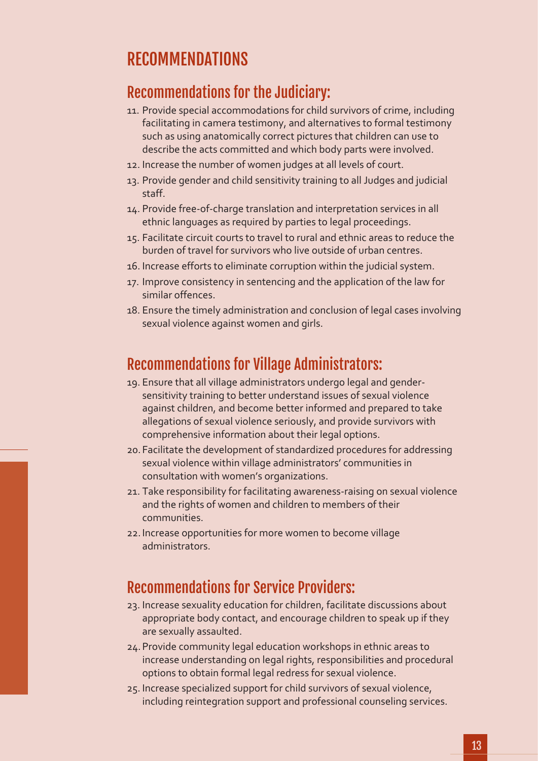# RECOMMENDATIONS

## Recommendations for the Judiciary:

11. Provide special accommodations for child survivors of crime, including facilitating in camera testimony, and alternatives to formal testimony such as using anatomically correct pictures that children can use to describe the acts committed and which body parts were involved.
12. Increase the number of women judges at all levels of court.
13. Provide gender and child sensitivity training to all Judges and judicial staff.
14. Provide free-of-charge translation and interpretation services in all ethnic languages as required by parties to legal proceedings.
15. Facilitate circuit courts to travel to rural and ethnic areas to reduce the burden of travel for survivors who live outside of urban centres.
16. Increase efforts to eliminate corruption within the judicial system.
17. Improve consistency in sentencing and the application of the law for similar offences.
18. Ensure the timely administration and conclusion of legal cases involving sexual violence against women and girls.

## Recommendations for Village Administrators:

19. Ensure that all village administrators undergo legal and gender-sensitivity training to better understand issues of sexual violence against children, and become better informed and prepared to take allegations of sexual violence seriously, and provide survivors with comprehensive information about their legal options.
20. Facilitate the development of standardized procedures for addressing sexual violence within village administrators' communities in consultation with women's organizations.
21. Take responsibility for facilitating awareness-raising on sexual violence and the rights of women and children to members of their communities.
22. Increase opportunities for more women to become village administrators.

## Recommendations for Service Providers:

23. Increase sexuality education for children, facilitate discussions about appropriate body contact, and encourage children to speak up if they are sexually assaulted.
24. Provide community legal education workshops in ethnic areas to increase understanding on legal rights, responsibilities and procedural options to obtain formal legal redress for sexual violence.
25. Increase specialized support for child survivors of sexual violence, including reintegration support and professional counseling services.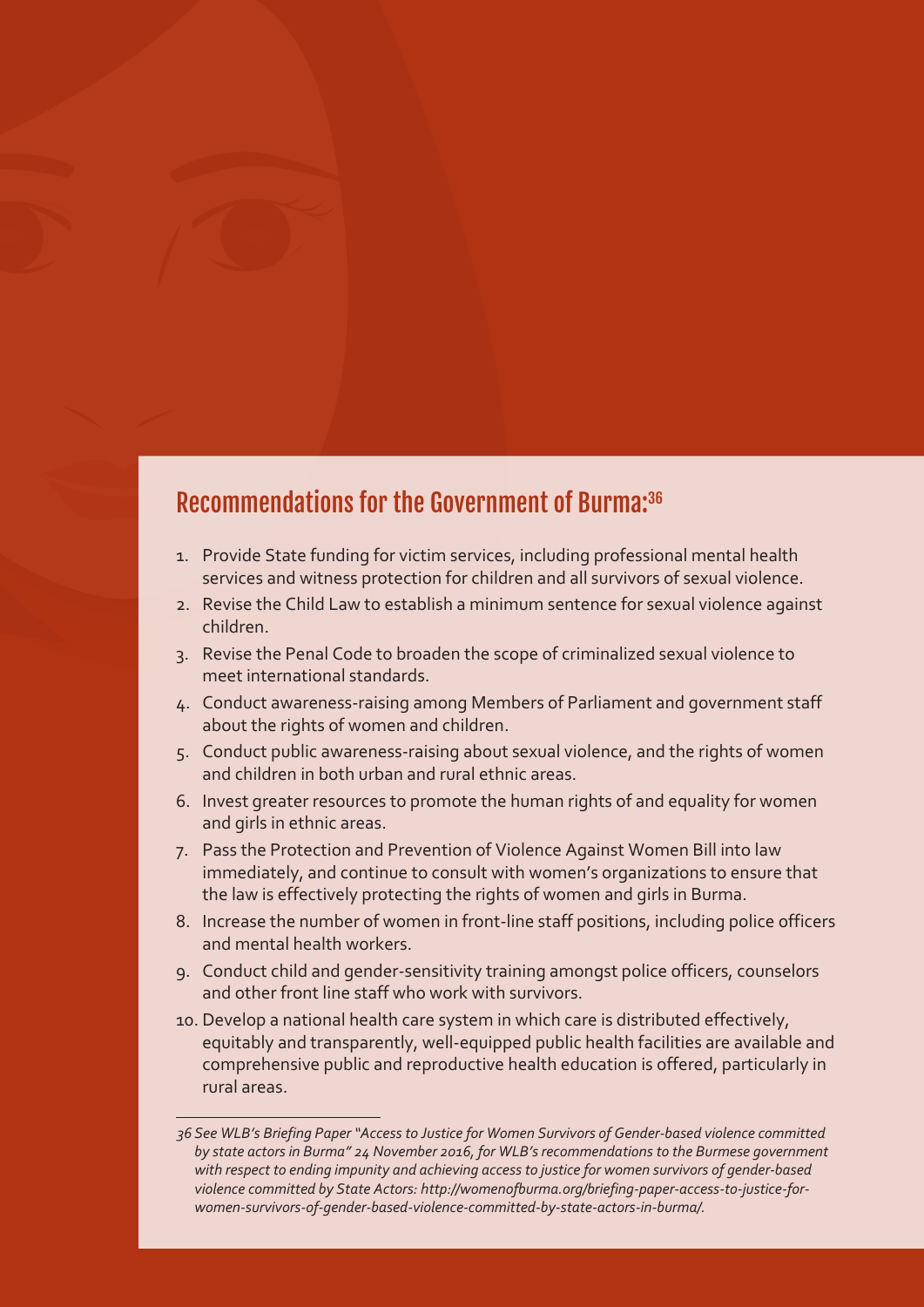## Recommendations for the Government of Burma:[36]

1. Provide State funding for victim services, including professional mental health services and witness protection for children and all survivors of sexual violence.
2. Revise the Child Law to establish a minimum sentence for sexual violence against children.
3. Revise the Penal Code to broaden the scope of criminalized sexual violence to meet international standards.
4. Conduct awareness-raising among Members of Parliament and government staff about the rights of women and children.
5. Conduct public awareness-raising about sexual violence, and the rights of women and children in both urban and rural ethnic areas.
6. Invest greater resources to promote the human rights of and equality for women and girls in ethnic areas.
7. Pass the Protection and Prevention of Violence Against Women Bill into law immediately, and continue to consult with women's organizations to ensure that the law is effectively protecting the rights of women and girls in Burma.
8. Increase the number of women in front-line staff positions, including police officers and mental health workers.
9. Conduct child and gender-sensitivity training amongst police officers, counselors and other front line staff who work with survivors.
10. Develop a national health care system in which care is distributed effectively, equitably and transparently, well-equipped public health facilities are available and comprehensive public and reproductive health education is offered, particularly in rural areas.

*36 See WLB's Briefing Paper "Access to Justice for Women Survivors of Gender-based violence committed by state actors in Burma" 24 November 2016, for WLB's recommendations to the Burmese government with respect to ending impunity and achieving access to justice for women survivors of gender-based violence committed by State Actors: http://womenofburma.org/briefing-paper-access-to-justice-for-women-survivors-of-gender-based-violence-committed-by-state-actors-in-burma/.*